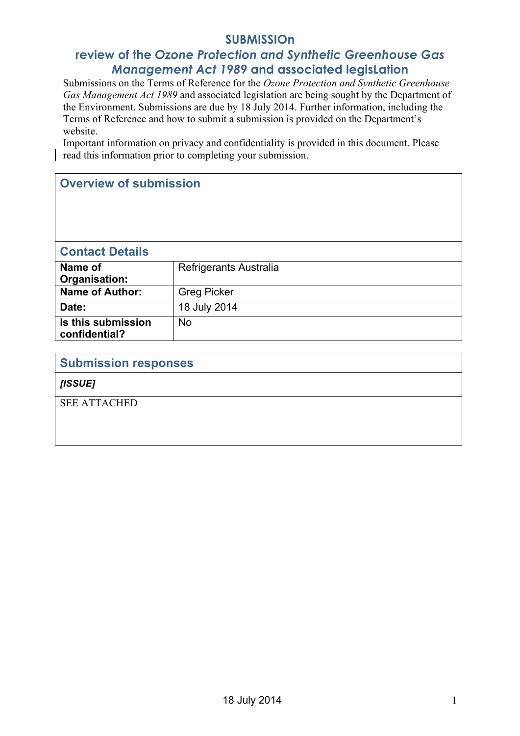# SUBMISSIOn

## review of the *Ozone Protection and Synthetic Greenhouse Gas Management Act 1989* and associated legisLation

Submissions on the Terms of Reference for the *Ozone Protection and Synthetic Greenhouse Gas Management Act 1989* and associated legislation are being sought by the Department of the Environment. Submissions are due by 18 July 2014. Further information, including the Terms of Reference and how to submit a submission is provided on the Department's website.

Important information on privacy and confidentiality is provided in this document. Please read this information prior to completing your submission.

## Overview of submission

## Contact Details

| | |
|---|---|
| **Name of Organisation:** | Refrigerants Australia |
| **Name of Author:** | Greg Picker |
| **Date:** | 18 July 2014 |
| **Is this submission confidential?** | No |

## Submission responses

***[ISSUE]***

SEE ATTACHED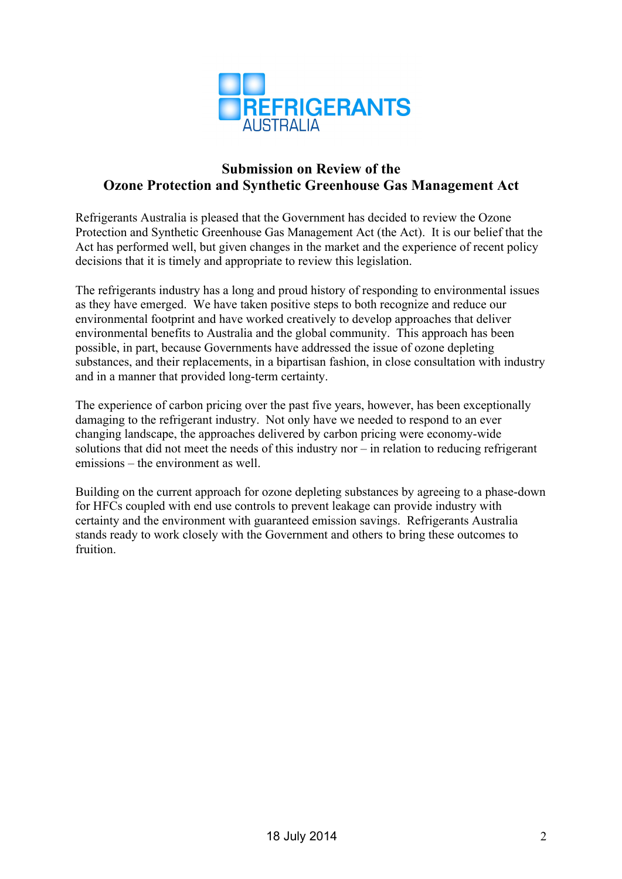REFRIGERANTS AUSTRALIA

**Submission on Review of the Ozone Protection and Synthetic Greenhouse Gas Management Act**

Refrigerants Australia is pleased that the Government has decided to review the Ozone Protection and Synthetic Greenhouse Gas Management Act (the Act). It is our belief that the Act has performed well, but given changes in the market and the experience of recent policy decisions that it is timely and appropriate to review this legislation.

The refrigerants industry has a long and proud history of responding to environmental issues as they have emerged. We have taken positive steps to both recognize and reduce our environmental footprint and have worked creatively to develop approaches that deliver environmental benefits to Australia and the global community. This approach has been possible, in part, because Governments have addressed the issue of ozone depleting substances, and their replacements, in a bipartisan fashion, in close consultation with industry and in a manner that provided long-term certainty.

The experience of carbon pricing over the past five years, however, has been exceptionally damaging to the refrigerant industry. Not only have we needed to respond to an ever changing landscape, the approaches delivered by carbon pricing were economy-wide solutions that did not meet the needs of this industry nor – in relation to reducing refrigerant emissions – the environment as well.

Building on the current approach for ozone depleting substances by agreeing to a phase-down for HFCs coupled with end use controls to prevent leakage can provide industry with certainty and the environment with guaranteed emission savings. Refrigerants Australia stands ready to work closely with the Government and others to bring these outcomes to fruition.

18 July 2014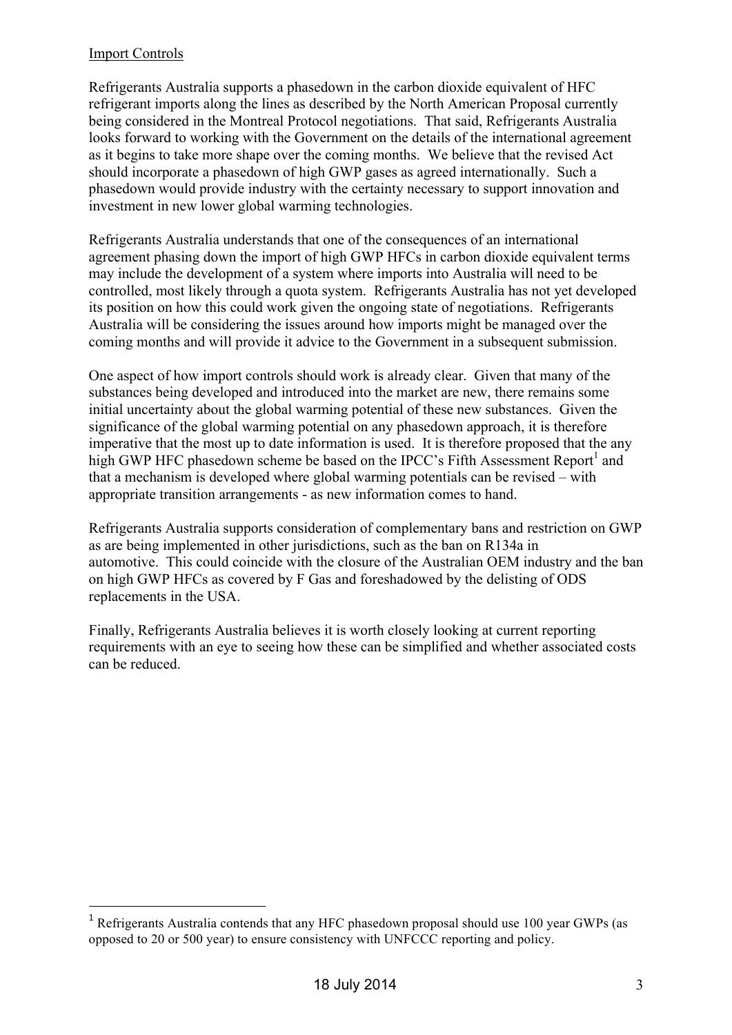Import Controls

Refrigerants Australia supports a phasedown in the carbon dioxide equivalent of HFC refrigerant imports along the lines as described by the North American Proposal currently being considered in the Montreal Protocol negotiations. That said, Refrigerants Australia looks forward to working with the Government on the details of the international agreement as it begins to take more shape over the coming months. We believe that the revised Act should incorporate a phasedown of high GWP gases as agreed internationally. Such a phasedown would provide industry with the certainty necessary to support innovation and investment in new lower global warming technologies.

Refrigerants Australia understands that one of the consequences of an international agreement phasing down the import of high GWP HFCs in carbon dioxide equivalent terms may include the development of a system where imports into Australia will need to be controlled, most likely through a quota system. Refrigerants Australia has not yet developed its position on how this could work given the ongoing state of negotiations. Refrigerants Australia will be considering the issues around how imports might be managed over the coming months and will provide it advice to the Government in a subsequent submission.

One aspect of how import controls should work is already clear. Given that many of the substances being developed and introduced into the market are new, there remains some initial uncertainty about the global warming potential of these new substances. Given the significance of the global warming potential on any phasedown approach, it is therefore imperative that the most up to date information is used. It is therefore proposed that the any high GWP HFC phasedown scheme be based on the IPCC's Fifth Assessment Report[1] and that a mechanism is developed where global warming potentials can be revised – with appropriate transition arrangements - as new information comes to hand.

Refrigerants Australia supports consideration of complementary bans and restriction on GWP as are being implemented in other jurisdictions, such as the ban on R134a in automotive. This could coincide with the closure of the Australian OEM industry and the ban on high GWP HFCs as covered by F Gas and foreshadowed by the delisting of ODS replacements in the USA.

Finally, Refrigerants Australia believes it is worth closely looking at current reporting requirements with an eye to seeing how these can be simplified and whether associated costs can be reduced.

[1] Refrigerants Australia contends that any HFC phasedown proposal should use 100 year GWPs (as opposed to 20 or 500 year) to ensure consistency with UNFCCC reporting and policy.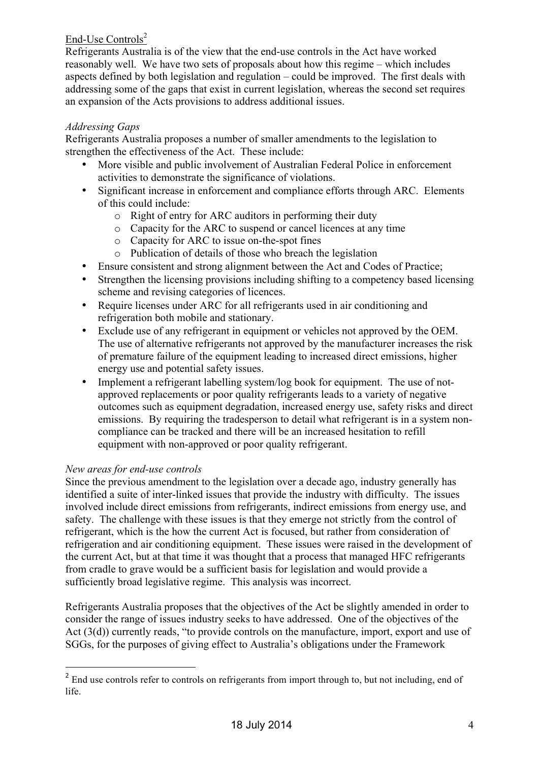End-Use Controls[2]

Refrigerants Australia is of the view that the end-use controls in the Act have worked reasonably well. We have two sets of proposals about how this regime – which includes aspects defined by both legislation and regulation – could be improved. The first deals with addressing some of the gaps that exist in current legislation, whereas the second set requires an expansion of the Acts provisions to address additional issues.

*Addressing Gaps*

Refrigerants Australia proposes a number of smaller amendments to the legislation to strengthen the effectiveness of the Act. These include:

- More visible and public involvement of Australian Federal Police in enforcement activities to demonstrate the significance of violations.
- Significant increase in enforcement and compliance efforts through ARC. Elements of this could include:
  - Right of entry for ARC auditors in performing their duty
  - Capacity for the ARC to suspend or cancel licences at any time
  - Capacity for ARC to issue on-the-spot fines
  - Publication of details of those who breach the legislation
- Ensure consistent and strong alignment between the Act and Codes of Practice;
- Strengthen the licensing provisions including shifting to a competency based licensing scheme and revising categories of licences.
- Require licenses under ARC for all refrigerants used in air conditioning and refrigeration both mobile and stationary.
- Exclude use of any refrigerant in equipment or vehicles not approved by the OEM. The use of alternative refrigerants not approved by the manufacturer increases the risk of premature failure of the equipment leading to increased direct emissions, higher energy use and potential safety issues.
- Implement a refrigerant labelling system/log book for equipment. The use of not-approved replacements or poor quality refrigerants leads to a variety of negative outcomes such as equipment degradation, increased energy use, safety risks and direct emissions. By requiring the tradesperson to detail what refrigerant is in a system non-compliance can be tracked and there will be an increased hesitation to refill equipment with non-approved or poor quality refrigerant.

*New areas for end-use controls*

Since the previous amendment to the legislation over a decade ago, industry generally has identified a suite of inter-linked issues that provide the industry with difficulty. The issues involved include direct emissions from refrigerants, indirect emissions from energy use, and safety. The challenge with these issues is that they emerge not strictly from the control of refrigerant, which is the how the current Act is focused, but rather from consideration of refrigeration and air conditioning equipment. These issues were raised in the development of the current Act, but at that time it was thought that a process that managed HFC refrigerants from cradle to grave would be a sufficient basis for legislation and would provide a sufficiently broad legislative regime. This analysis was incorrect.

Refrigerants Australia proposes that the objectives of the Act be slightly amended in order to consider the range of issues industry seeks to have addressed. One of the objectives of the Act (3(d)) currently reads, "to provide controls on the manufacture, import, export and use of SGGs, for the purposes of giving effect to Australia's obligations under the Framework

[2] End use controls refer to controls on refrigerants from import through to, but not including, end of life.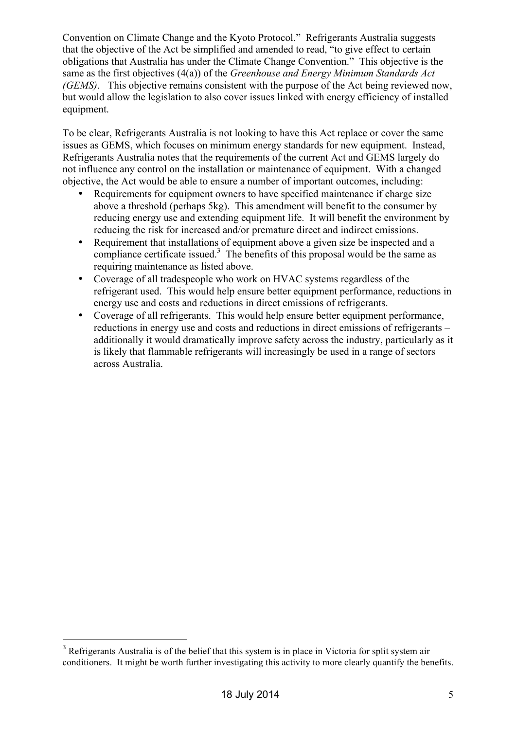Convention on Climate Change and the Kyoto Protocol." Refrigerants Australia suggests that the objective of the Act be simplified and amended to read, "to give effect to certain obligations that Australia has under the Climate Change Convention." This objective is the same as the first objectives (4(a)) of the *Greenhouse and Energy Minimum Standards Act (GEMS)*. This objective remains consistent with the purpose of the Act being reviewed now, but would allow the legislation to also cover issues linked with energy efficiency of installed equipment.

To be clear, Refrigerants Australia is not looking to have this Act replace or cover the same issues as GEMS, which focuses on minimum energy standards for new equipment. Instead, Refrigerants Australia notes that the requirements of the current Act and GEMS largely do not influence any control on the installation or maintenance of equipment. With a changed objective, the Act would be able to ensure a number of important outcomes, including:

- Requirements for equipment owners to have specified maintenance if charge size above a threshold (perhaps 5kg). This amendment will benefit to the consumer by reducing energy use and extending equipment life. It will benefit the environment by reducing the risk for increased and/or premature direct and indirect emissions.
- Requirement that installations of equipment above a given size be inspected and a compliance certificate issued.[3] The benefits of this proposal would be the same as requiring maintenance as listed above.
- Coverage of all tradespeople who work on HVAC systems regardless of the refrigerant used. This would help ensure better equipment performance, reductions in energy use and costs and reductions in direct emissions of refrigerants.
- Coverage of all refrigerants. This would help ensure better equipment performance, reductions in energy use and costs and reductions in direct emissions of refrigerants – additionally it would dramatically improve safety across the industry, particularly as it is likely that flammable refrigerants will increasingly be used in a range of sectors across Australia.

[3] Refrigerants Australia is of the belief that this system is in place in Victoria for split system air conditioners. It might be worth further investigating this activity to more clearly quantify the benefits.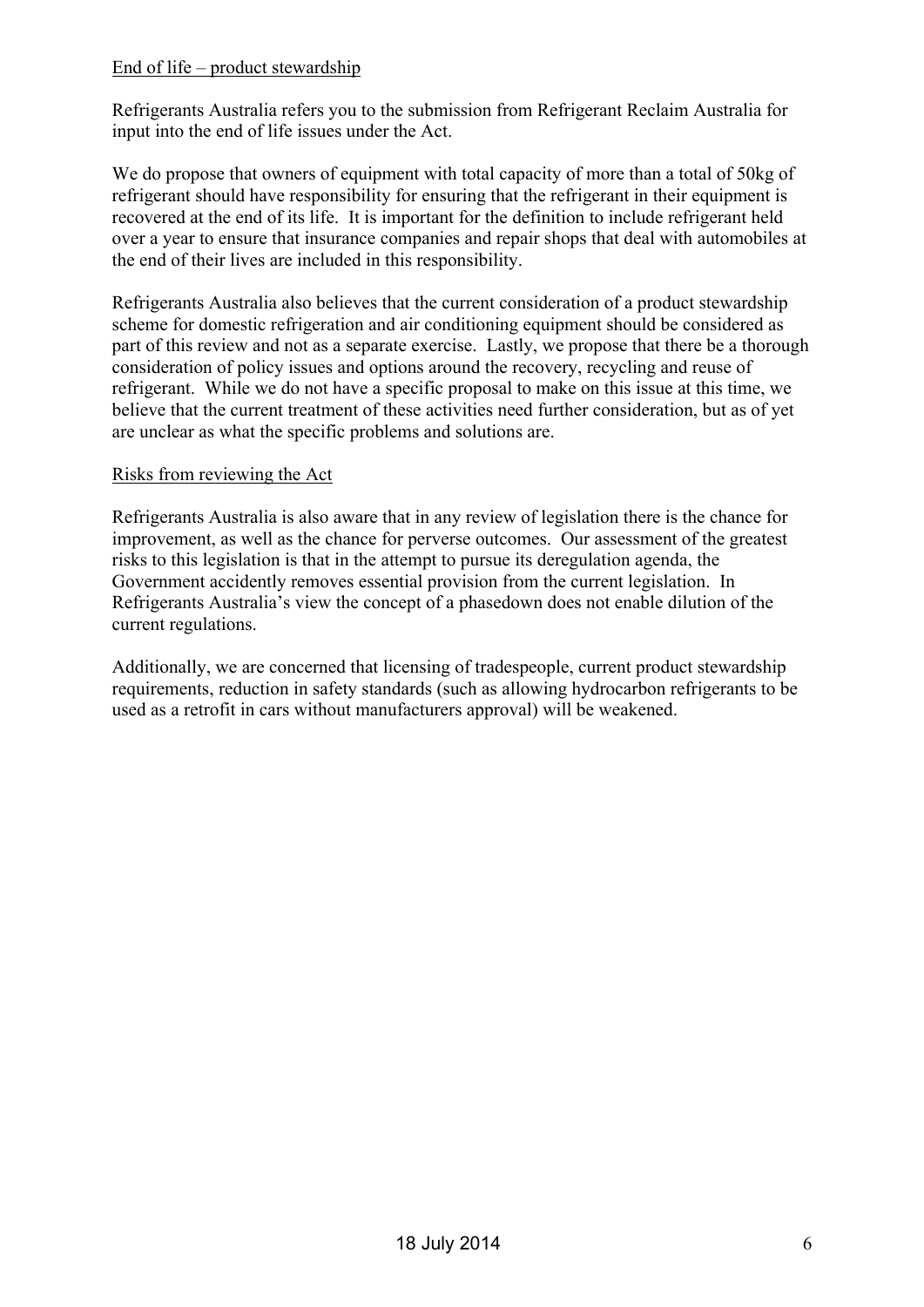## End of life – product stewardship

Refrigerants Australia refers you to the submission from Refrigerant Reclaim Australia for input into the end of life issues under the Act.

We do propose that owners of equipment with total capacity of more than a total of 50kg of refrigerant should have responsibility for ensuring that the refrigerant in their equipment is recovered at the end of its life. It is important for the definition to include refrigerant held over a year to ensure that insurance companies and repair shops that deal with automobiles at the end of their lives are included in this responsibility.

Refrigerants Australia also believes that the current consideration of a product stewardship scheme for domestic refrigeration and air conditioning equipment should be considered as part of this review and not as a separate exercise. Lastly, we propose that there be a thorough consideration of policy issues and options around the recovery, recycling and reuse of refrigerant. While we do not have a specific proposal to make on this issue at this time, we believe that the current treatment of these activities need further consideration, but as of yet are unclear as what the specific problems and solutions are.

## Risks from reviewing the Act

Refrigerants Australia is also aware that in any review of legislation there is the chance for improvement, as well as the chance for perverse outcomes. Our assessment of the greatest risks to this legislation is that in the attempt to pursue its deregulation agenda, the Government accidently removes essential provision from the current legislation. In Refrigerants Australia's view the concept of a phasedown does not enable dilution of the current regulations.

Additionally, we are concerned that licensing of tradespeople, current product stewardship requirements, reduction in safety standards (such as allowing hydrocarbon refrigerants to be used as a retrofit in cars without manufacturers approval) will be weakened.

18 July 2014